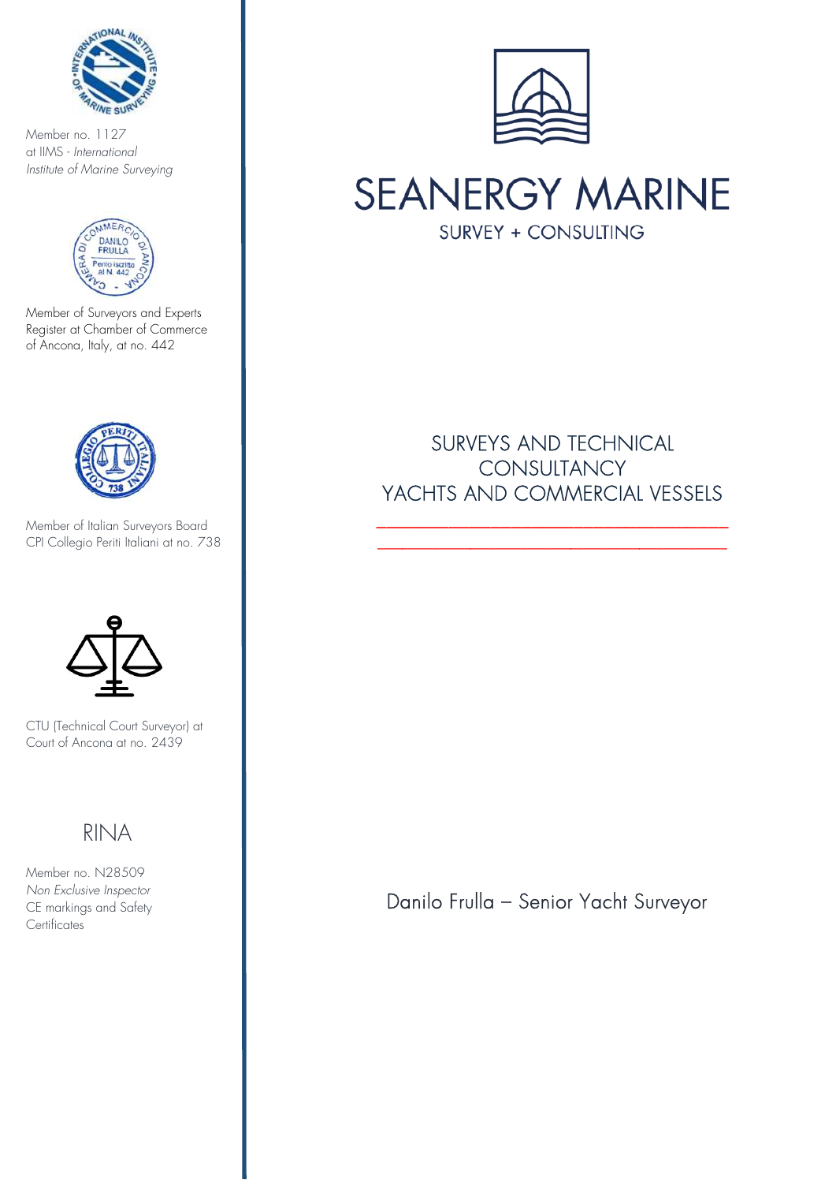# SEANERGY MARINE

SURVEY + CONSULTING

Member no. 1127
at IIMS - *International Institute of Marine Surveying*

Member of Surveyors and Experts Register at Chamber of Commerce of Ancona, Italy, at no. 442

Member of Italian Surveyors Board CPI Collegio Periti Italiani at no. 738

CTU (Technical Court Surveyor) at Court of Ancona at no. 2439

RINA

Member no. N28509
*Non Exclusive Inspector*
CE markings and Safety Certificates

## SURVEYS AND TECHNICAL CONSULTANCY YACHTS AND COMMERCIAL VESSELS

Danilo Frulla – Senior Yacht Surveyor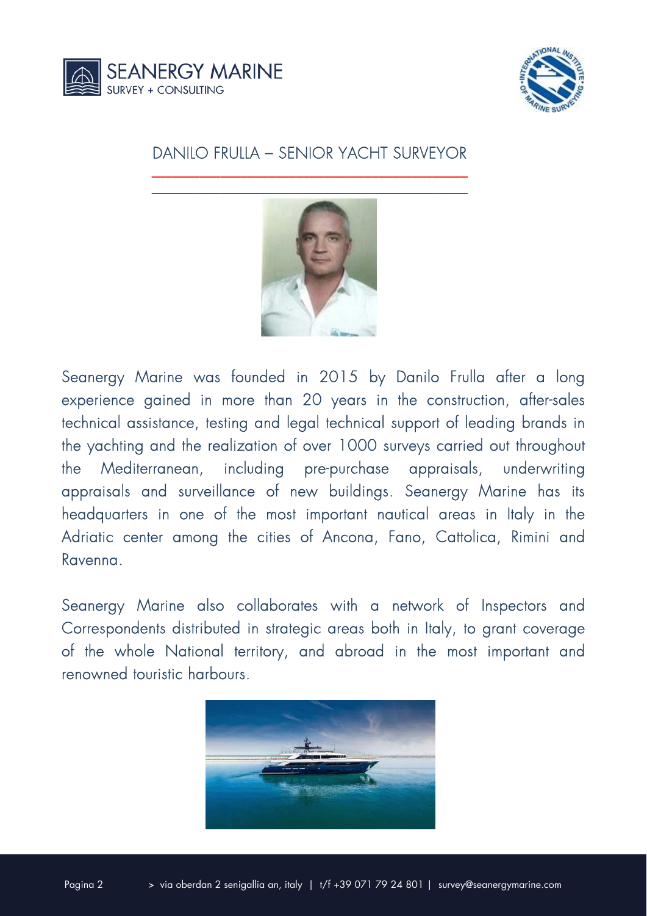## DANILO FRULLA – SENIOR YACHT SURVEYOR

Seanergy Marine was founded in 2015 by Danilo Frulla after a long experience gained in more than 20 years in the construction, after-sales technical assistance, testing and legal technical support of leading brands in the yachting and the realization of over 1000 surveys carried out throughout the Mediterranean, including pre-purchase appraisals, underwriting appraisals and surveillance of new buildings. Seanergy Marine has its headquarters in one of the most important nautical areas in Italy in the Adriatic center among the cities of Ancona, Fano, Cattolica, Rimini and Ravenna.

Seanergy Marine also collaborates with a network of Inspectors and Correspondents distributed in strategic areas both in Italy, to grant coverage of the whole National territory, and abroad in the most important and renowned touristic harbours.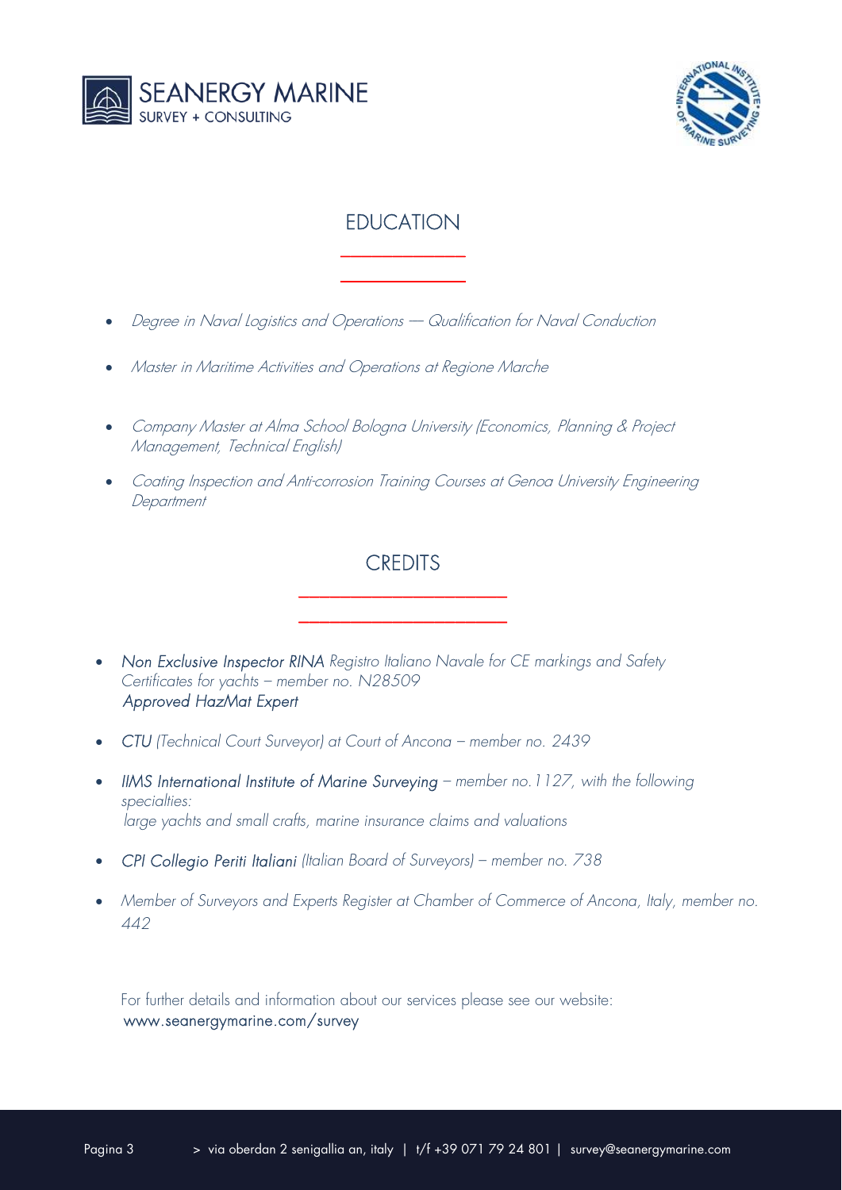## EDUCATION

- *Degree in Naval Logistics and Operations — Qualification for Naval Conduction*
- *Master in Maritime Activities and Operations at Regione Marche*
- *Company Master at Alma School Bologna University (Economics, Planning & Project Management, Technical English)*
- *Coating Inspection and Anti-corrosion Training Courses at Genoa University Engineering Department*

## CREDITS

- *Non Exclusive Inspector RINA Registro Italiano Navale for CE markings and Safety Certificates for yachts – member no. N28509*
  *Approved HazMat Expert*
- *CTU (Technical Court Surveyor) at Court of Ancona – member no. 2439*
- *IIMS International Institute of Marine Surveying – member no.1127, with the following specialties:*
  *large yachts and small crafts, marine insurance claims and valuations*
- *CPI Collegio Periti Italiani (Italian Board of Surveyors) – member no. 738*
- *Member of Surveyors and Experts Register at Chamber of Commerce of Ancona, Italy, member no. 442*

For further details and information about our services please see our website:
www.seanergymarine.com/survey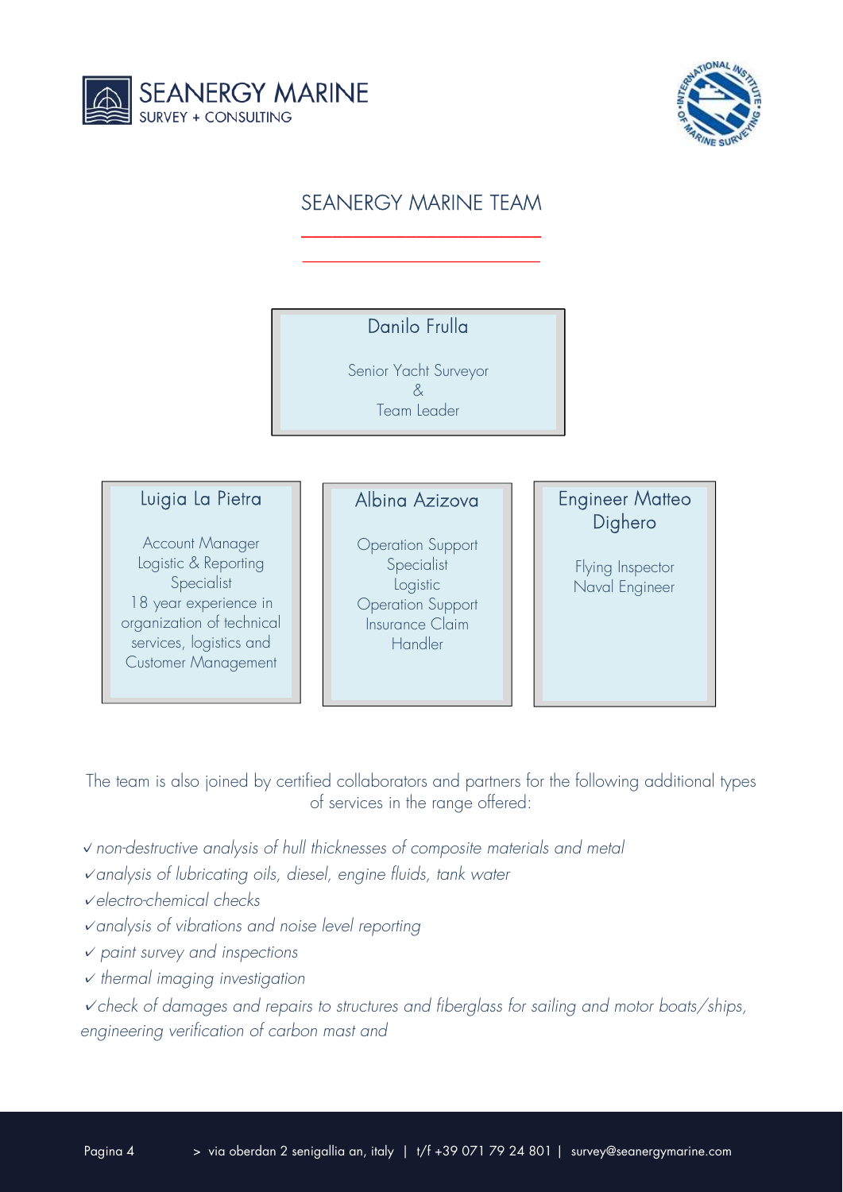# SEANERGY MARINE TEAM

**Danilo Frulla**

Senior Yacht Surveyor
&
Team Leader

**Luigia La Pietra**

Account Manager
Logistic & Reporting Specialist
18 year experience in organization of technical services, logistics and Customer Management

**Albina Azizova**

Operation Support Specialist
Logistic
Operation Support
Insurance Claim Handler

**Engineer Matteo Dighero**

Flying Inspector
Naval Engineer

The team is also joined by certified collaborators and partners for the following additional types of services in the range offered:

- ✓ *non-destructive analysis of hull thicknesses of composite materials and metal*
- ✓ *analysis of lubricating oils, diesel, engine fluids, tank water*
- ✓ *electro-chemical checks*
- ✓ *analysis of vibrations and noise level reporting*
- ✓ *paint survey and inspections*
- ✓ *thermal imaging investigation*
- ✓ *check of damages and repairs to structures and fiberglass for sailing and motor boats/ships, engineering verification of carbon mast and*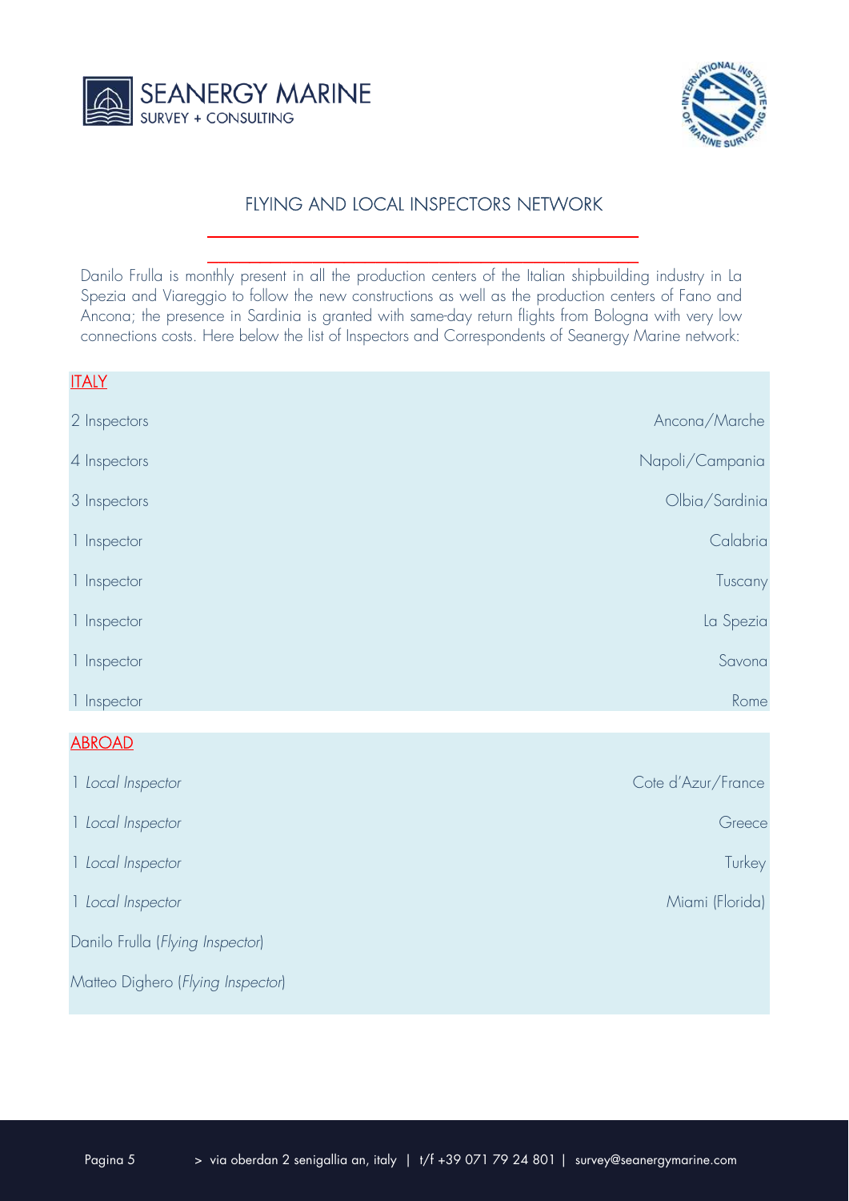# FLYING AND LOCAL INSPECTORS NETWORK

Danilo Frulla is monthly present in all the production centers of the Italian shipbuilding industry in La Spezia and Viareggio to follow the new constructions as well as the production centers of Fano and Ancona; the presence in Sardinia is granted with same-day return flights from Bologna with very low connections costs. Here below the list of Inspectors and Correspondents of Seanergy Marine network:

## ITALY

| | |
|---|---|
| 2 Inspectors | Ancona/Marche |
| 4 Inspectors | Napoli/Campania |
| 3 Inspectors | Olbia/Sardinia |
| 1 Inspector | Calabria |
| 1 Inspector | Tuscany |
| 1 Inspector | La Spezia |
| 1 Inspector | Savona |
| 1 Inspector | Rome |

## ABROAD

| | |
|---|---|
| 1 *Local Inspector* | Cote d'Azur/France |
| 1 *Local Inspector* | Greece |
| 1 *Local Inspector* | Turkey |
| 1 *Local Inspector* | Miami (Florida) |
| Danilo Frulla (*Flying Inspector*) | |
| Matteo Dighero (*Flying Inspector*) | |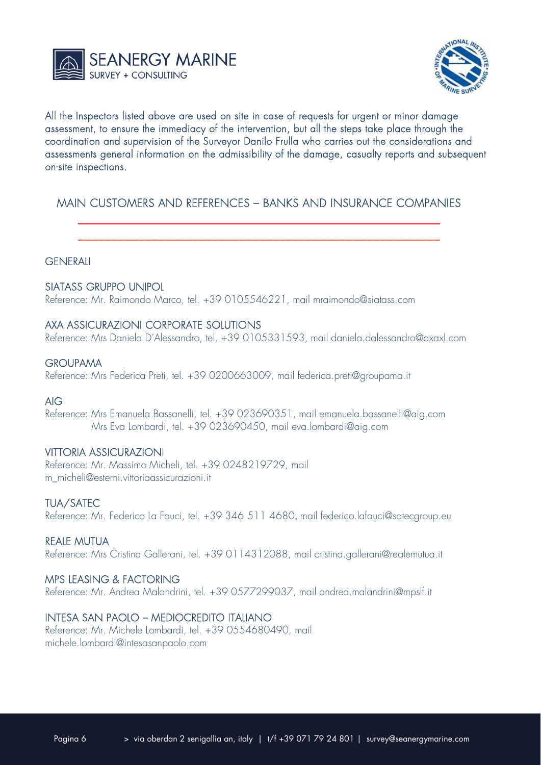All the Inspectors listed above are used on site in case of requests for urgent or minor damage assessment, to ensure the immediacy of the intervention, but all the steps take place through the coordination and supervision of the Surveyor Danilo Frulla who carries out the considerations and assessments general information on the admissibility of the damage, casualty reports and subsequent on-site inspections.

## MAIN CUSTOMERS AND REFERENCES – BANKS AND INSURANCE COMPANIES

GENERALI

SIATASS GRUPPO UNIPOL
Reference: Mr. Raimondo Marco, tel. +39 0105546221, mail mraimondo@siatass.com

AXA ASSICURAZIONI CORPORATE SOLUTIONS
Reference: Mrs Daniela D'Alessandro, tel. +39 0105331593, mail daniela.dalessandro@axaxl.com

GROUPAMA
Reference: Mrs Federica Preti, tel. +39 0200663009, mail federica.preti@groupama.it

AIG
Reference: Mrs Emanuela Bassanelli, tel. +39 023690351, mail emanuela.bassanelli@aig.com
Mrs Eva Lombardi, tel. +39 023690450, mail eva.lombardi@aig.com

VITTORIA ASSICURAZIONI
Reference: Mr. Massimo Micheli, tel. +39 0248219729, mail m_micheli@esterni.vittoriaassicurazioni.it

TUA/SATEC
Reference: Mr. Federico La Fauci, tel. +39 346 511 4680, mail federico.lafauci@satecgroup.eu

REALE MUTUA
Reference: Mrs Cristina Gallerani, tel. +39 0114312088, mail cristina.gallerani@realemutua.it

MPS LEASING & FACTORING
Reference: Mr. Andrea Malandrini, tel. +39 0577299037, mail andrea.malandrini@mpslf.it

INTESA SAN PAOLO – MEDIOCREDITO ITALIANO
Reference: Mr. Michele Lombardi, tel. +39 0554680490, mail michele.lombardi@intesasanpaolo.com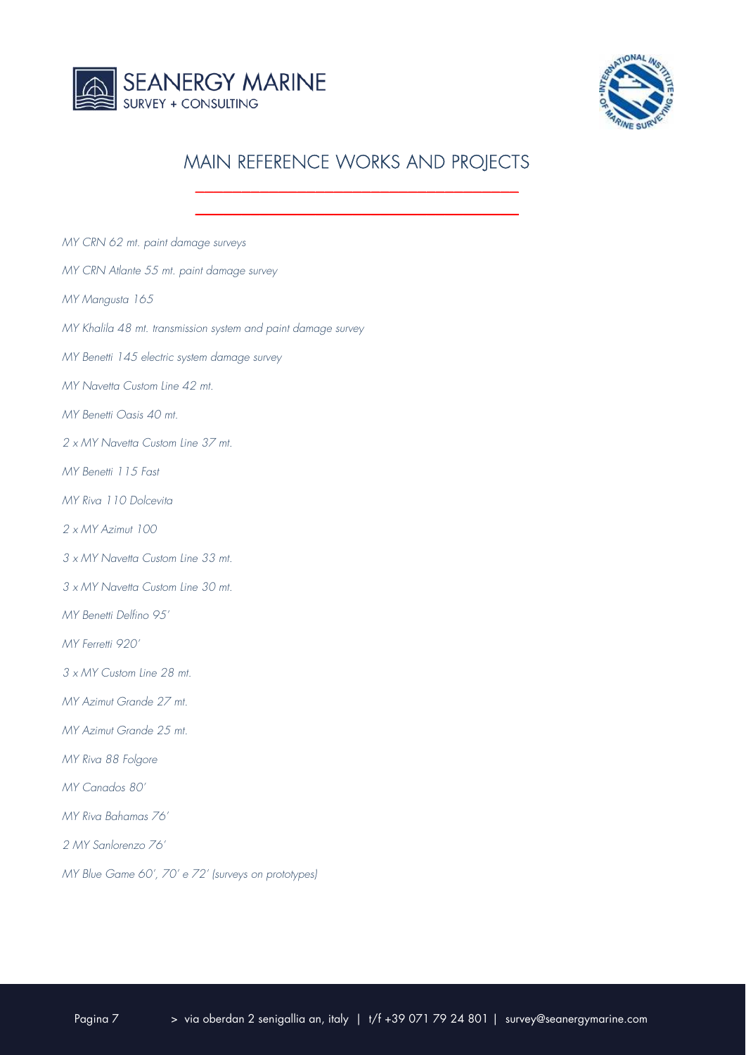# MAIN REFERENCE WORKS AND PROJECTS

*MY CRN 62 mt. paint damage surveys*

*MY CRN Atlante 55 mt. paint damage survey*

*MY Mangusta 165*

*MY Khalila 48 mt. transmission system and paint damage survey*

*MY Benetti 145 electric system damage survey*

*MY Navetta Custom Line 42 mt.*

*MY Benetti Oasis 40 mt.*

*2 x MY Navetta Custom Line 37 mt.*

*MY Benetti 115 Fast*

*MY Riva 110 Dolcevita*

*2 x MY Azimut 100*

*3 x MY Navetta Custom Line 33 mt.*

*3 x MY Navetta Custom Line 30 mt.*

*MY Benetti Delfino 95'*

*MY Ferretti 920'*

*3 x MY Custom Line 28 mt.*

*MY Azimut Grande 27 mt.*

*MY Azimut Grande 25 mt.*

*MY Riva 88 Folgore*

*MY Canados 80'*

*MY Riva Bahamas 76'*

*2 MY Sanlorenzo 76'*

*MY Blue Game 60', 70' e 72' (surveys on prototypes)*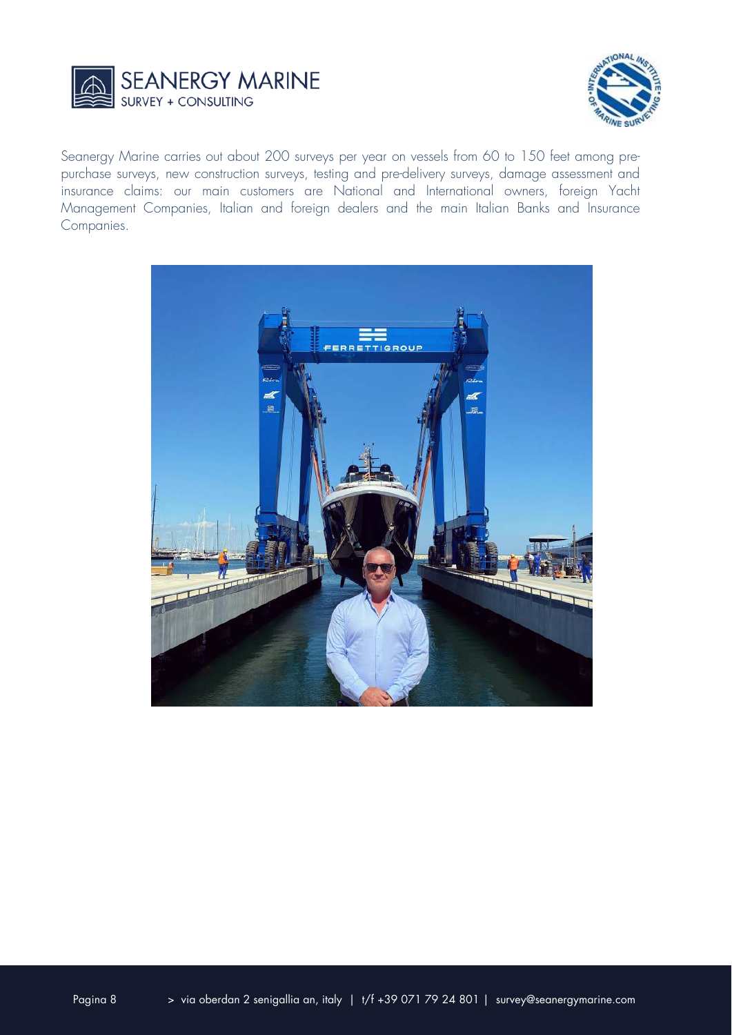Seanergy Marine carries out about 200 surveys per year on vessels from 60 to 150 feet among pre-purchase surveys, new construction surveys, testing and pre-delivery surveys, damage assessment and insurance claims: our main customers are National and International owners, foreign Yacht Management Companies, Italian and foreign dealers and the main Italian Banks and Insurance Companies.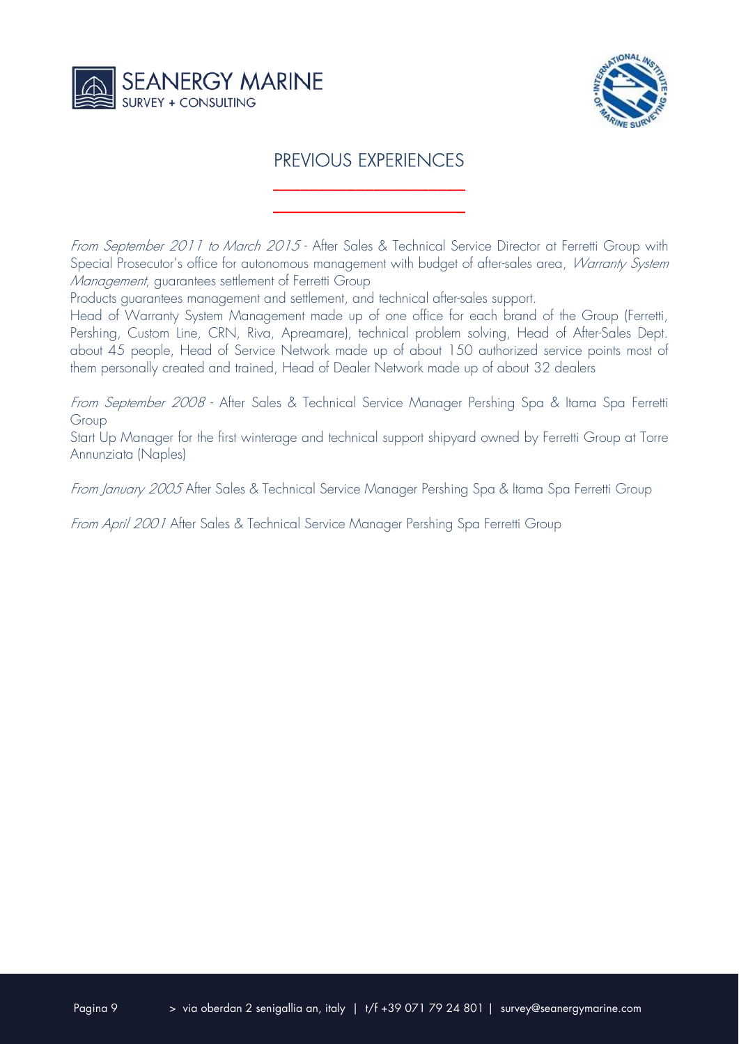## PREVIOUS EXPERIENCES

*From September 2011 to March 2015* - After Sales & Technical Service Director at Ferretti Group with Special Prosecutor's office for autonomous management with budget of after-sales area, *Warranty System Management*, guarantees settlement of Ferretti Group

Products guarantees management and settlement, and technical after-sales support.

Head of Warranty System Management made up of one office for each brand of the Group (Ferretti, Pershing, Custom Line, CRN, Riva, Apreamare), technical problem solving, Head of After-Sales Dept. about 45 people, Head of Service Network made up of about 150 authorized service points most of them personally created and trained, Head of Dealer Network made up of about 32 dealers

*From September 2008* - After Sales & Technical Service Manager Pershing Spa & Itama Spa Ferretti Group

Start Up Manager for the first winterage and technical support shipyard owned by Ferretti Group at Torre Annunziata (Naples)

*From January 2005* After Sales & Technical Service Manager Pershing Spa & Itama Spa Ferretti Group

*From April 2001* After Sales & Technical Service Manager Pershing Spa Ferretti Group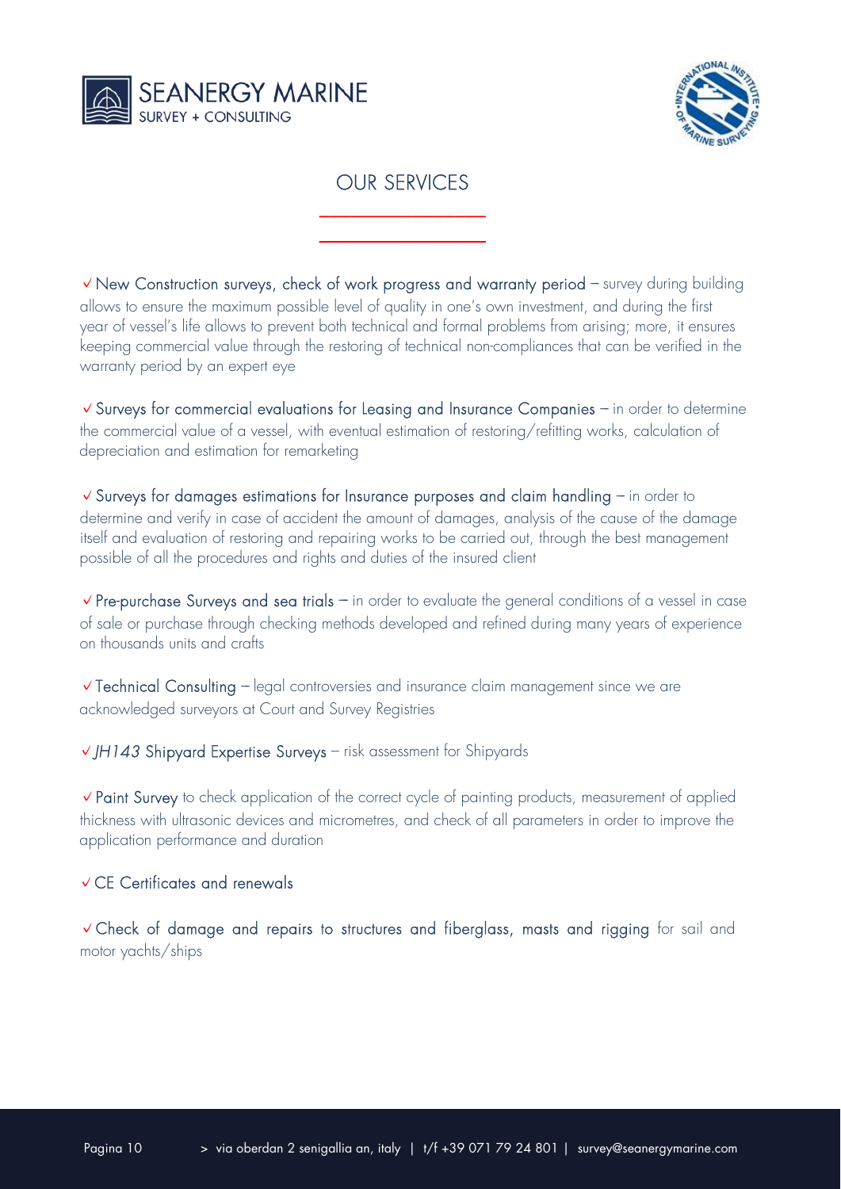# OUR SERVICES

✓ **New Construction surveys, check of work progress and warranty period** – survey during building allows to ensure the maximum possible level of quality in one's own investment, and during the first year of vessel's life allows to prevent both technical and formal problems from arising; more, it ensures keeping commercial value through the restoring of technical non-compliances that can be verified in the warranty period by an expert eye

✓ **Surveys for commercial evaluations for Leasing and Insurance Companies** – in order to determine the commercial value of a vessel, with eventual estimation of restoring/refitting works, calculation of depreciation and estimation for remarketing

✓ **Surveys for damages estimations for Insurance purposes and claim handling** – in order to determine and verify in case of accident the amount of damages, analysis of the cause of the damage itself and evaluation of restoring and repairing works to be carried out, through the best management possible of all the procedures and rights and duties of the insured client

✓ **Pre-purchase Surveys and sea trials** – in order to evaluate the general conditions of a vessel in case of sale or purchase through checking methods developed and refined during many years of experience on thousands units and crafts

✓ **Technical Consulting** – legal controversies and insurance claim management since we are acknowledged surveyors at Court and Survey Registries

✓ ***JH143* Shipyard Expertise Surveys** – risk assessment for Shipyards

✓ **Paint Survey** to check application of the correct cycle of painting products, measurement of applied thickness with ultrasonic devices and micrometres, and check of all parameters in order to improve the application performance and duration

✓ **CE Certificates and renewals**

✓ **Check of damage and repairs to structures and fiberglass, masts and rigging** for sail and motor yachts/ships

> via oberdan 2 senigallia an, italy | t/f +39 071 79 24 801 | survey@seanergymarine.com